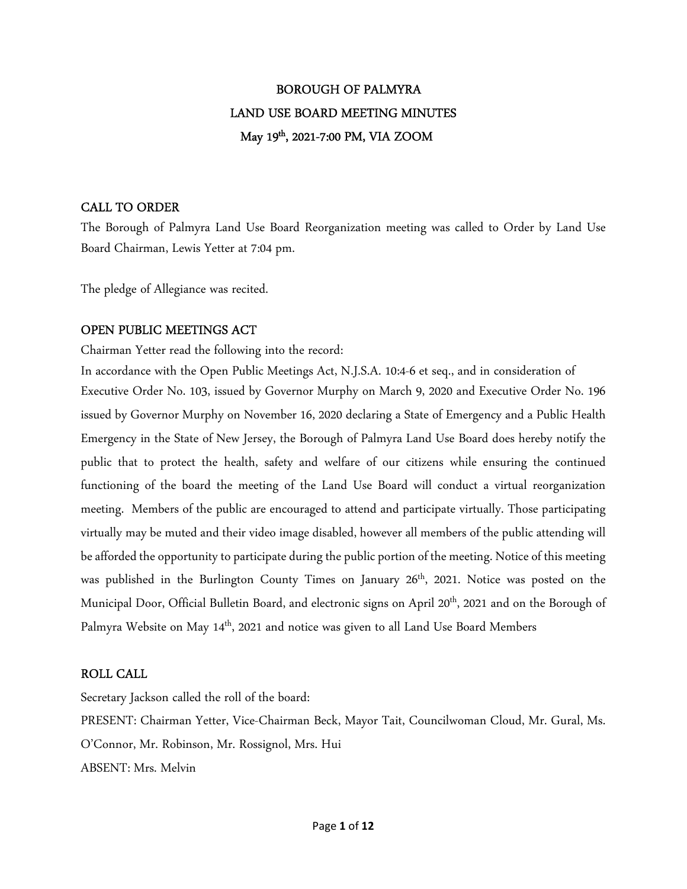# BOROUGH OF PALMYRA
# LAND USE BOARD MEETING MINUTES
# May 19th, 2021-7:00 PM, VIA ZOOM

## CALL TO ORDER

The Borough of Palmyra Land Use Board Reorganization meeting was called to Order by Land Use Board Chairman, Lewis Yetter at 7:04 pm.

The pledge of Allegiance was recited.

## OPEN PUBLIC MEETINGS ACT

Chairman Yetter read the following into the record:

In accordance with the Open Public Meetings Act, N.J.S.A. 10:4-6 et seq., and in consideration of Executive Order No. 103, issued by Governor Murphy on March 9, 2020 and Executive Order No. 196 issued by Governor Murphy on November 16, 2020 declaring a State of Emergency and a Public Health Emergency in the State of New Jersey, the Borough of Palmyra Land Use Board does hereby notify the public that to protect the health, safety and welfare of our citizens while ensuring the continued functioning of the board the meeting of the Land Use Board will conduct a virtual reorganization meeting. Members of the public are encouraged to attend and participate virtually. Those participating virtually may be muted and their video image disabled, however all members of the public attending will be afforded the opportunity to participate during the public portion of the meeting. Notice of this meeting was published in the Burlington County Times on January 26th, 2021. Notice was posted on the Municipal Door, Official Bulletin Board, and electronic signs on April 20th, 2021 and on the Borough of Palmyra Website on May 14th, 2021 and notice was given to all Land Use Board Members

## ROLL CALL

Secretary Jackson called the roll of the board:

PRESENT: Chairman Yetter, Vice-Chairman Beck, Mayor Tait, Councilwoman Cloud, Mr. Gural, Ms. O'Connor, Mr. Robinson, Mr. Rossignol, Mrs. Hui

ABSENT: Mrs. Melvin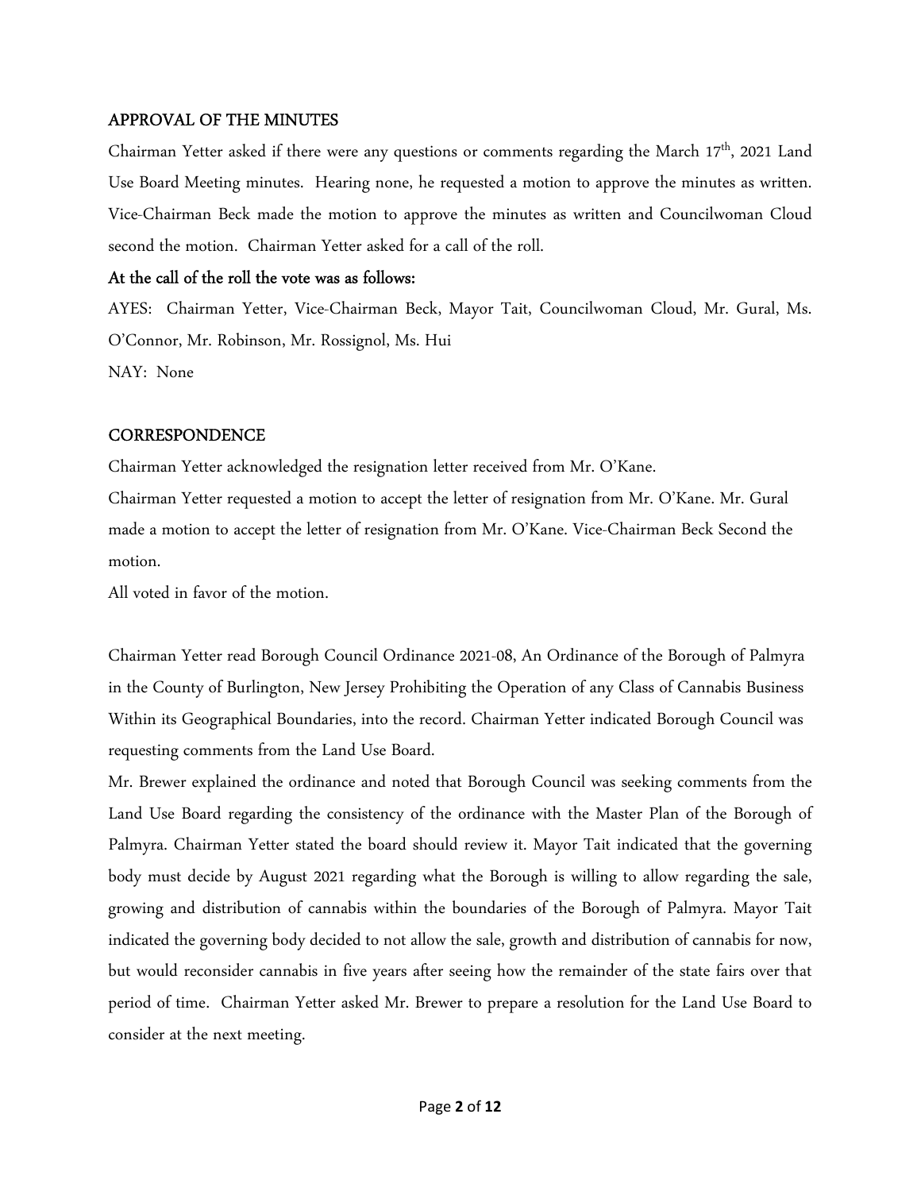## APPROVAL OF THE MINUTES

Chairman Yetter asked if there were any questions or comments regarding the March 17th, 2021 Land Use Board Meeting minutes. Hearing none, he requested a motion to approve the minutes as written. Vice-Chairman Beck made the motion to approve the minutes as written and Councilwoman Cloud second the motion. Chairman Yetter asked for a call of the roll.

**At the call of the roll the vote was as follows:**

AYES: Chairman Yetter, Vice-Chairman Beck, Mayor Tait, Councilwoman Cloud, Mr. Gural, Ms. O'Connor, Mr. Robinson, Mr. Rossignol, Ms. Hui

NAY: None

## CORRESPONDENCE

Chairman Yetter acknowledged the resignation letter received from Mr. O'Kane.

Chairman Yetter requested a motion to accept the letter of resignation from Mr. O'Kane. Mr. Gural made a motion to accept the letter of resignation from Mr. O'Kane. Vice-Chairman Beck Second the motion.

All voted in favor of the motion.

Chairman Yetter read Borough Council Ordinance 2021-08, An Ordinance of the Borough of Palmyra in the County of Burlington, New Jersey Prohibiting the Operation of any Class of Cannabis Business Within its Geographical Boundaries, into the record. Chairman Yetter indicated Borough Council was requesting comments from the Land Use Board.

Mr. Brewer explained the ordinance and noted that Borough Council was seeking comments from the Land Use Board regarding the consistency of the ordinance with the Master Plan of the Borough of Palmyra. Chairman Yetter stated the board should review it. Mayor Tait indicated that the governing body must decide by August 2021 regarding what the Borough is willing to allow regarding the sale, growing and distribution of cannabis within the boundaries of the Borough of Palmyra. Mayor Tait indicated the governing body decided to not allow the sale, growth and distribution of cannabis for now, but would reconsider cannabis in five years after seeing how the remainder of the state fairs over that period of time. Chairman Yetter asked Mr. Brewer to prepare a resolution for the Land Use Board to consider at the next meeting.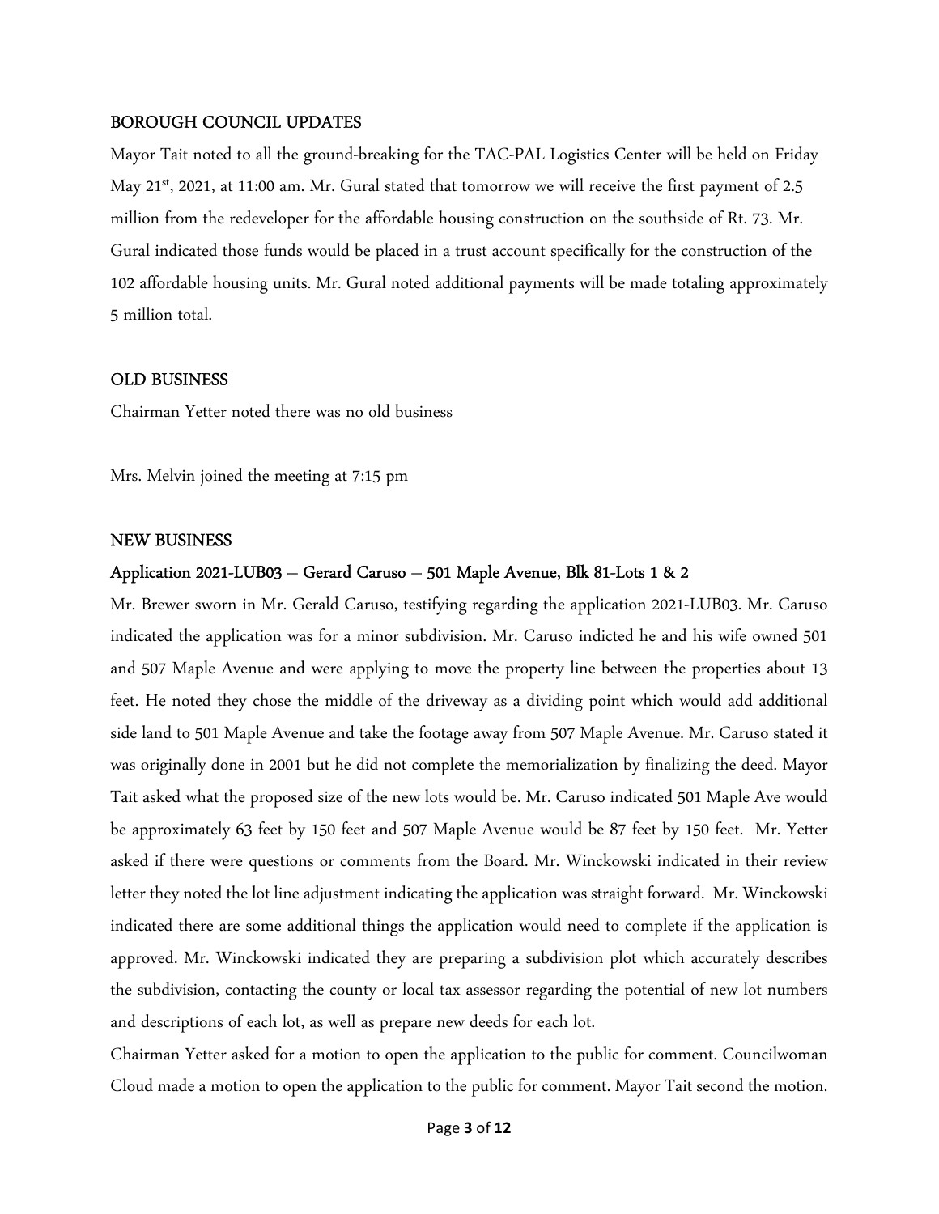## BOROUGH COUNCIL UPDATES

Mayor Tait noted to all the ground-breaking for the TAC-PAL Logistics Center will be held on Friday May 21st, 2021, at 11:00 am. Mr. Gural stated that tomorrow we will receive the first payment of 2.5 million from the redeveloper for the affordable housing construction on the southside of Rt. 73. Mr. Gural indicated those funds would be placed in a trust account specifically for the construction of the 102 affordable housing units. Mr. Gural noted additional payments will be made totaling approximately 5 million total.

## OLD BUSINESS

Chairman Yetter noted there was no old business

Mrs. Melvin joined the meeting at 7:15 pm

## NEW BUSINESS

### Application 2021-LUB03 – Gerard Caruso – 501 Maple Avenue, Blk 81-Lots 1 & 2

Mr. Brewer sworn in Mr. Gerald Caruso, testifying regarding the application 2021-LUB03. Mr. Caruso indicated the application was for a minor subdivision. Mr. Caruso indicted he and his wife owned 501 and 507 Maple Avenue and were applying to move the property line between the properties about 13 feet. He noted they chose the middle of the driveway as a dividing point which would add additional side land to 501 Maple Avenue and take the footage away from 507 Maple Avenue. Mr. Caruso stated it was originally done in 2001 but he did not complete the memorialization by finalizing the deed. Mayor Tait asked what the proposed size of the new lots would be. Mr. Caruso indicated 501 Maple Ave would be approximately 63 feet by 150 feet and 507 Maple Avenue would be 87 feet by 150 feet. Mr. Yetter asked if there were questions or comments from the Board. Mr. Winckowski indicated in their review letter they noted the lot line adjustment indicating the application was straight forward. Mr. Winckowski indicated there are some additional things the application would need to complete if the application is approved. Mr. Winckowski indicated they are preparing a subdivision plot which accurately describes the subdivision, contacting the county or local tax assessor regarding the potential of new lot numbers and descriptions of each lot, as well as prepare new deeds for each lot.

Chairman Yetter asked for a motion to open the application to the public for comment. Councilwoman Cloud made a motion to open the application to the public for comment. Mayor Tait second the motion.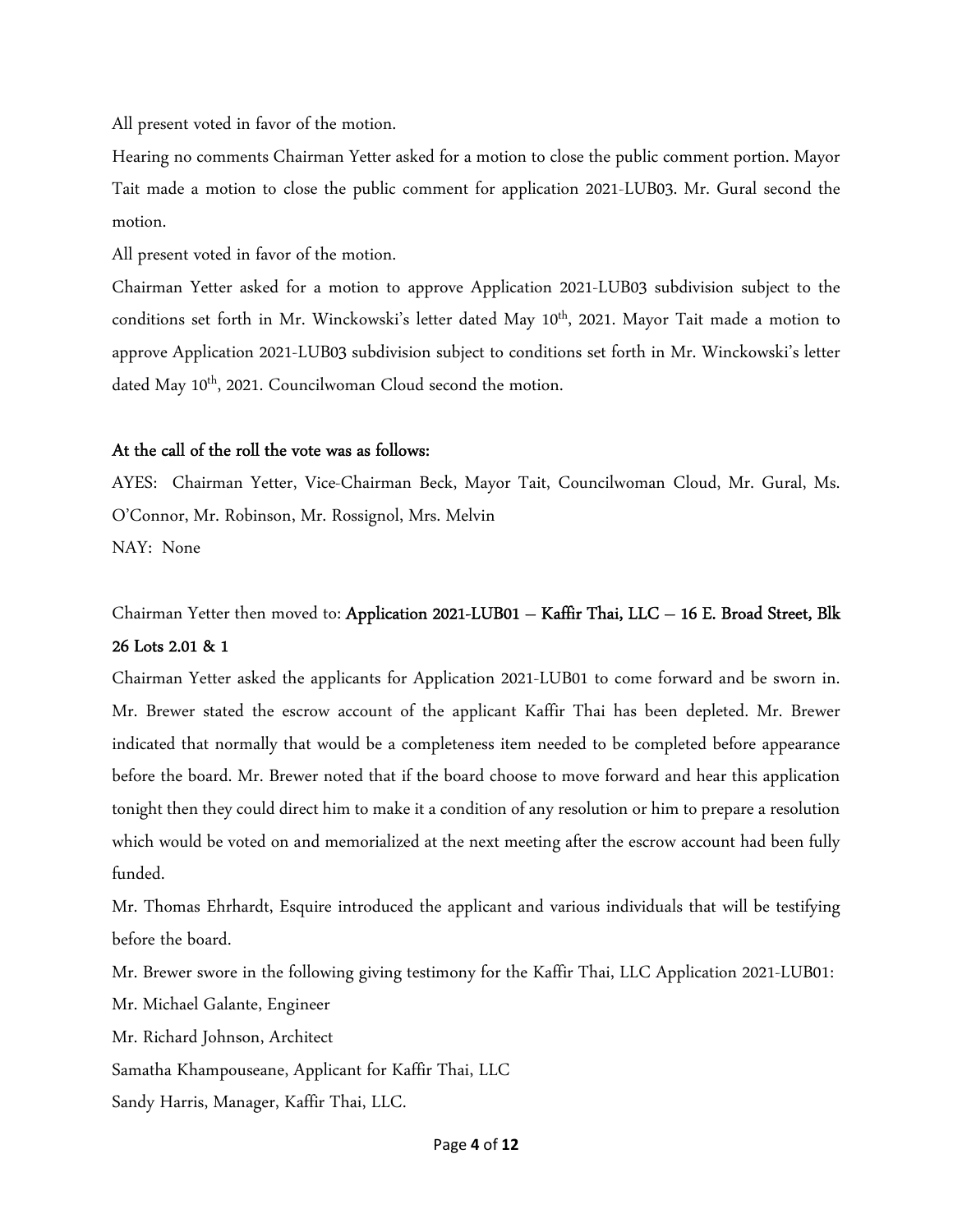All present voted in favor of the motion.

Hearing no comments Chairman Yetter asked for a motion to close the public comment portion. Mayor Tait made a motion to close the public comment for application 2021-LUB03. Mr. Gural second the motion.

All present voted in favor of the motion.

Chairman Yetter asked for a motion to approve Application 2021-LUB03 subdivision subject to the conditions set forth in Mr. Winckowski's letter dated May 10th, 2021. Mayor Tait made a motion to approve Application 2021-LUB03 subdivision subject to conditions set forth in Mr. Winckowski's letter dated May 10th, 2021. Councilwoman Cloud second the motion.

**At the call of the roll the vote was as follows:**

AYES: Chairman Yetter, Vice-Chairman Beck, Mayor Tait, Councilwoman Cloud, Mr. Gural, Ms. O'Connor, Mr. Robinson, Mr. Rossignol, Mrs. Melvin

NAY: None

Chairman Yetter then moved to: **Application 2021-LUB01 – Kaffir Thai, LLC – 16 E. Broad Street, Blk 26 Lots 2.01 & 1**

Chairman Yetter asked the applicants for Application 2021-LUB01 to come forward and be sworn in. Mr. Brewer stated the escrow account of the applicant Kaffir Thai has been depleted. Mr. Brewer indicated that normally that would be a completeness item needed to be completed before appearance before the board. Mr. Brewer noted that if the board choose to move forward and hear this application tonight then they could direct him to make it a condition of any resolution or him to prepare a resolution which would be voted on and memorialized at the next meeting after the escrow account had been fully funded.

Mr. Thomas Ehrhardt, Esquire introduced the applicant and various individuals that will be testifying before the board.

Mr. Brewer swore in the following giving testimony for the Kaffir Thai, LLC Application 2021-LUB01:

Mr. Michael Galante, Engineer

Mr. Richard Johnson, Architect

Samatha Khampouseane, Applicant for Kaffir Thai, LLC

Sandy Harris, Manager, Kaffir Thai, LLC.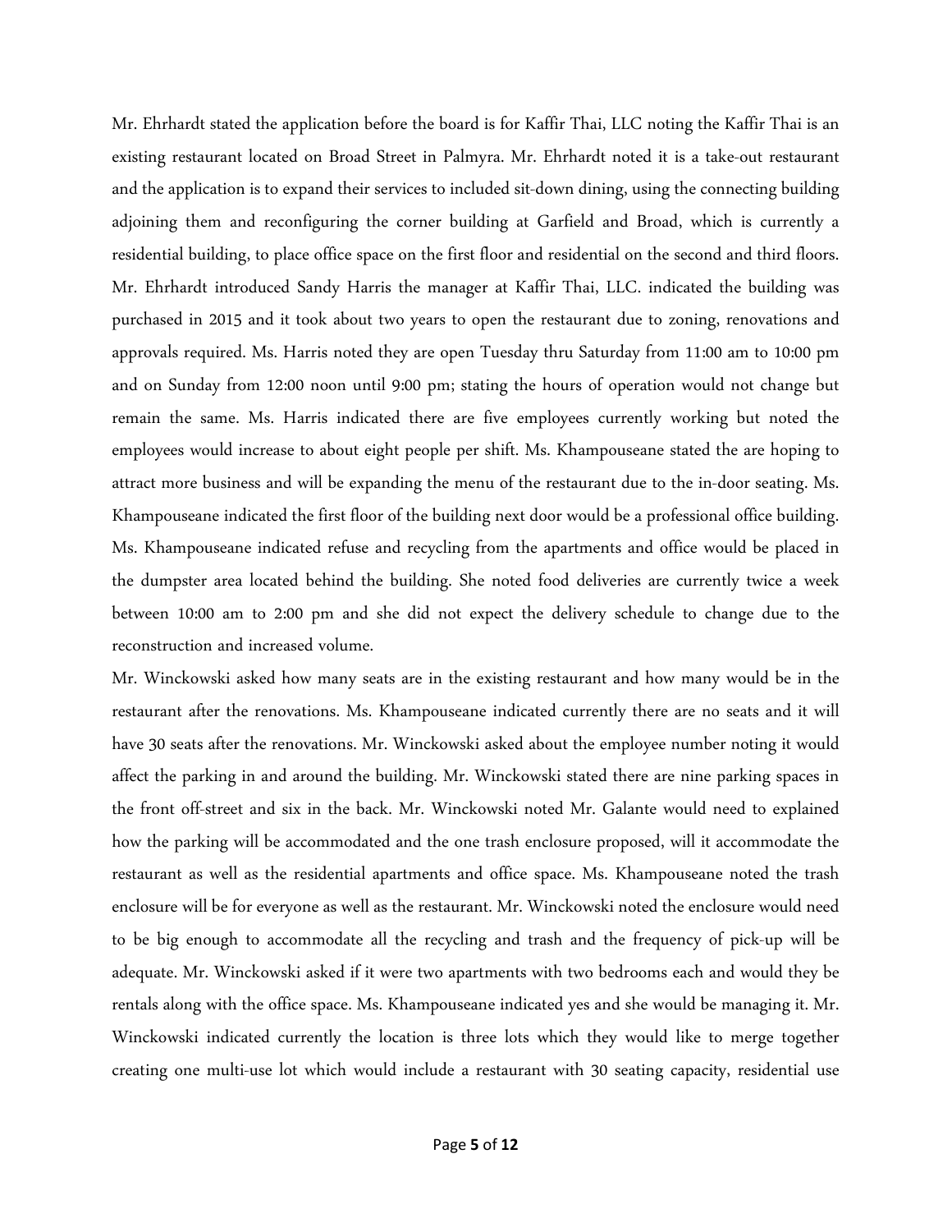Mr. Ehrhardt stated the application before the board is for Kaffir Thai, LLC noting the Kaffir Thai is an existing restaurant located on Broad Street in Palmyra. Mr. Ehrhardt noted it is a take-out restaurant and the application is to expand their services to included sit-down dining, using the connecting building adjoining them and reconfiguring the corner building at Garfield and Broad, which is currently a residential building, to place office space on the first floor and residential on the second and third floors. Mr. Ehrhardt introduced Sandy Harris the manager at Kaffir Thai, LLC. indicated the building was purchased in 2015 and it took about two years to open the restaurant due to zoning, renovations and approvals required. Ms. Harris noted they are open Tuesday thru Saturday from 11:00 am to 10:00 pm and on Sunday from 12:00 noon until 9:00 pm; stating the hours of operation would not change but remain the same. Ms. Harris indicated there are five employees currently working but noted the employees would increase to about eight people per shift. Ms. Khampouseane stated the are hoping to attract more business and will be expanding the menu of the restaurant due to the in-door seating. Ms. Khampouseane indicated the first floor of the building next door would be a professional office building. Ms. Khampouseane indicated refuse and recycling from the apartments and office would be placed in the dumpster area located behind the building. She noted food deliveries are currently twice a week between 10:00 am to 2:00 pm and she did not expect the delivery schedule to change due to the reconstruction and increased volume.

Mr. Winckowski asked how many seats are in the existing restaurant and how many would be in the restaurant after the renovations. Ms. Khampouseane indicated currently there are no seats and it will have 30 seats after the renovations. Mr. Winckowski asked about the employee number noting it would affect the parking in and around the building. Mr. Winckowski stated there are nine parking spaces in the front off-street and six in the back. Mr. Winckowski noted Mr. Galante would need to explained how the parking will be accommodated and the one trash enclosure proposed, will it accommodate the restaurant as well as the residential apartments and office space. Ms. Khampouseane noted the trash enclosure will be for everyone as well as the restaurant. Mr. Winckowski noted the enclosure would need to be big enough to accommodate all the recycling and trash and the frequency of pick-up will be adequate. Mr. Winckowski asked if it were two apartments with two bedrooms each and would they be rentals along with the office space. Ms. Khampouseane indicated yes and she would be managing it. Mr. Winckowski indicated currently the location is three lots which they would like to merge together creating one multi-use lot which would include a restaurant with 30 seating capacity, residential use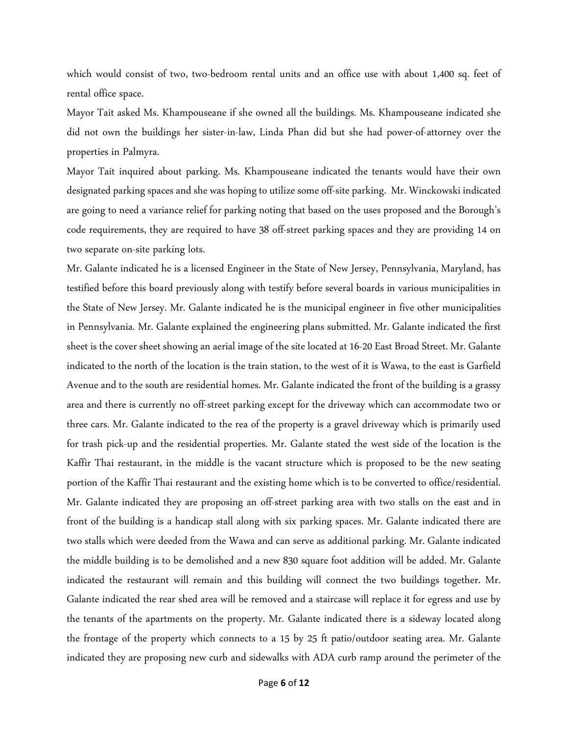which would consist of two, two-bedroom rental units and an office use with about 1,400 sq. feet of rental office space.

Mayor Tait asked Ms. Khampouseane if she owned all the buildings. Ms. Khampouseane indicated she did not own the buildings her sister-in-law, Linda Phan did but she had power-of-attorney over the properties in Palmyra.

Mayor Tait inquired about parking. Ms. Khampouseane indicated the tenants would have their own designated parking spaces and she was hoping to utilize some off-site parking. Mr. Winckowski indicated are going to need a variance relief for parking noting that based on the uses proposed and the Borough's code requirements, they are required to have 38 off-street parking spaces and they are providing 14 on two separate on-site parking lots.

Mr. Galante indicated he is a licensed Engineer in the State of New Jersey, Pennsylvania, Maryland, has testified before this board previously along with testify before several boards in various municipalities in the State of New Jersey. Mr. Galante indicated he is the municipal engineer in five other municipalities in Pennsylvania. Mr. Galante explained the engineering plans submitted. Mr. Galante indicated the first sheet is the cover sheet showing an aerial image of the site located at 16-20 East Broad Street. Mr. Galante indicated to the north of the location is the train station, to the west of it is Wawa, to the east is Garfield Avenue and to the south are residential homes. Mr. Galante indicated the front of the building is a grassy area and there is currently no off-street parking except for the driveway which can accommodate two or three cars. Mr. Galante indicated to the rea of the property is a gravel driveway which is primarily used for trash pick-up and the residential properties. Mr. Galante stated the west side of the location is the Kaffir Thai restaurant, in the middle is the vacant structure which is proposed to be the new seating portion of the Kaffir Thai restaurant and the existing home which is to be converted to office/residential. Mr. Galante indicated they are proposing an off-street parking area with two stalls on the east and in front of the building is a handicap stall along with six parking spaces. Mr. Galante indicated there are two stalls which were deeded from the Wawa and can serve as additional parking. Mr. Galante indicated the middle building is to be demolished and a new 830 square foot addition will be added. Mr. Galante indicated the restaurant will remain and this building will connect the two buildings together. Mr. Galante indicated the rear shed area will be removed and a staircase will replace it for egress and use by the tenants of the apartments on the property. Mr. Galante indicated there is a sideway located along the frontage of the property which connects to a 15 by 25 ft patio/outdoor seating area. Mr. Galante indicated they are proposing new curb and sidewalks with ADA curb ramp around the perimeter of the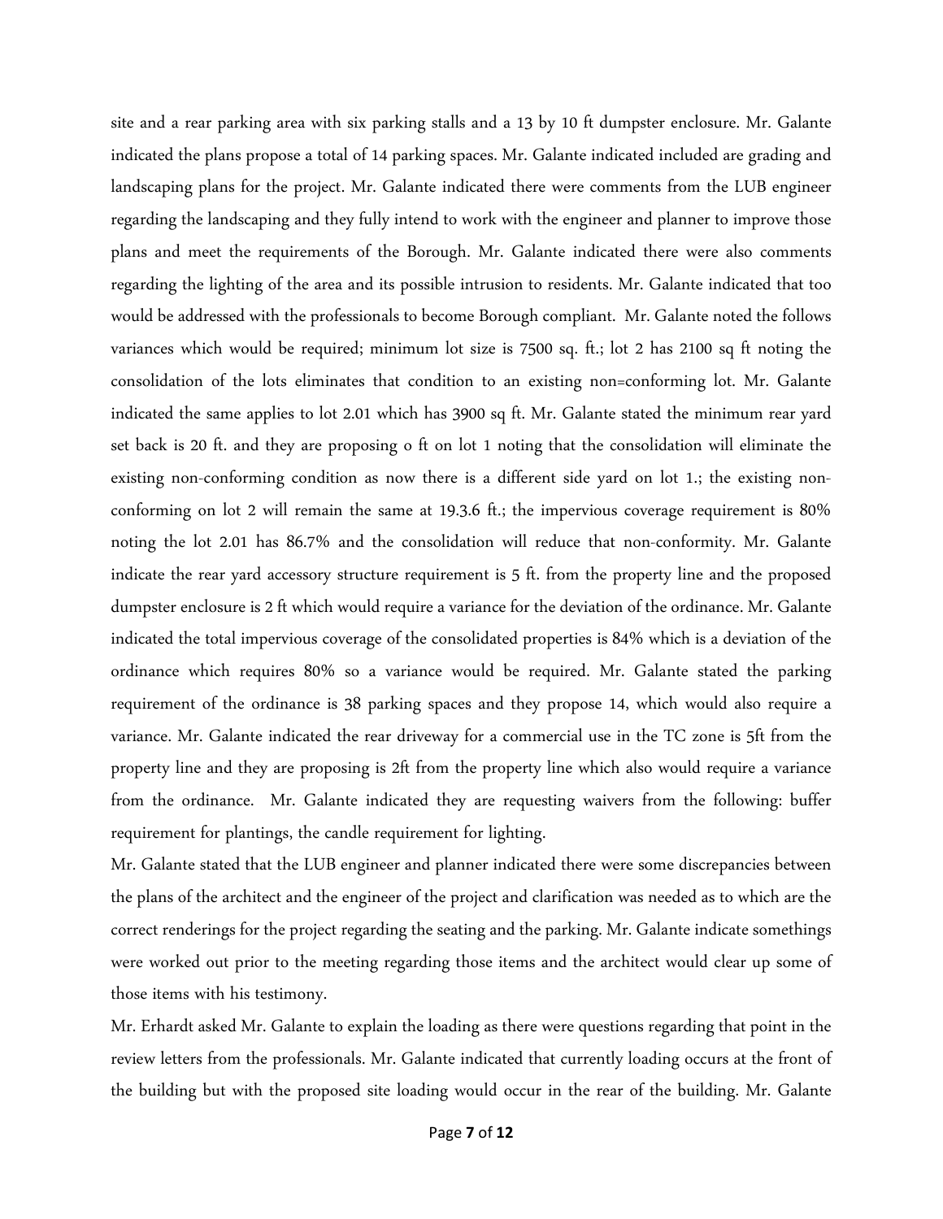site and a rear parking area with six parking stalls and a 13 by 10 ft dumpster enclosure. Mr. Galante indicated the plans propose a total of 14 parking spaces. Mr. Galante indicated included are grading and landscaping plans for the project. Mr. Galante indicated there were comments from the LUB engineer regarding the landscaping and they fully intend to work with the engineer and planner to improve those plans and meet the requirements of the Borough. Mr. Galante indicated there were also comments regarding the lighting of the area and its possible intrusion to residents. Mr. Galante indicated that too would be addressed with the professionals to become Borough compliant. Mr. Galante noted the follows variances which would be required; minimum lot size is 7500 sq. ft.; lot 2 has 2100 sq ft noting the consolidation of the lots eliminates that condition to an existing non=conforming lot. Mr. Galante indicated the same applies to lot 2.01 which has 3900 sq ft. Mr. Galante stated the minimum rear yard set back is 20 ft. and they are proposing o ft on lot 1 noting that the consolidation will eliminate the existing non-conforming condition as now there is a different side yard on lot 1.; the existing non-conforming on lot 2 will remain the same at 19.3.6 ft.; the impervious coverage requirement is 80% noting the lot 2.01 has 86.7% and the consolidation will reduce that non-conformity. Mr. Galante indicate the rear yard accessory structure requirement is 5 ft. from the property line and the proposed dumpster enclosure is 2 ft which would require a variance for the deviation of the ordinance. Mr. Galante indicated the total impervious coverage of the consolidated properties is 84% which is a deviation of the ordinance which requires 80% so a variance would be required. Mr. Galante stated the parking requirement of the ordinance is 38 parking spaces and they propose 14, which would also require a variance. Mr. Galante indicated the rear driveway for a commercial use in the TC zone is 5ft from the property line and they are proposing is 2ft from the property line which also would require a variance from the ordinance. Mr. Galante indicated they are requesting waivers from the following: buffer requirement for plantings, the candle requirement for lighting.

Mr. Galante stated that the LUB engineer and planner indicated there were some discrepancies between the plans of the architect and the engineer of the project and clarification was needed as to which are the correct renderings for the project regarding the seating and the parking. Mr. Galante indicate somethings were worked out prior to the meeting regarding those items and the architect would clear up some of those items with his testimony.

Mr. Erhardt asked Mr. Galante to explain the loading as there were questions regarding that point in the review letters from the professionals. Mr. Galante indicated that currently loading occurs at the front of the building but with the proposed site loading would occur in the rear of the building. Mr. Galante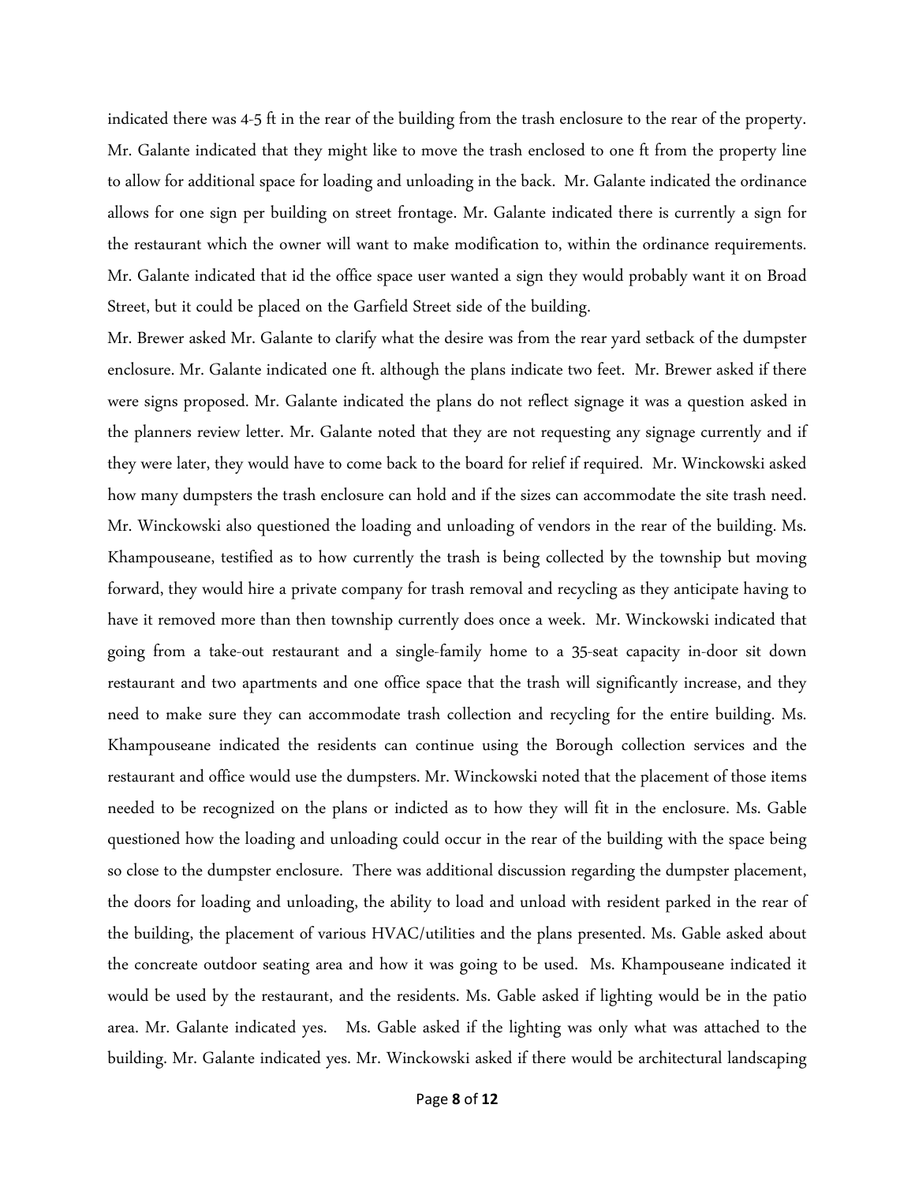indicated there was 4-5 ft in the rear of the building from the trash enclosure to the rear of the property. Mr. Galante indicated that they might like to move the trash enclosed to one ft from the property line to allow for additional space for loading and unloading in the back. Mr. Galante indicated the ordinance allows for one sign per building on street frontage. Mr. Galante indicated there is currently a sign for the restaurant which the owner will want to make modification to, within the ordinance requirements. Mr. Galante indicated that id the office space user wanted a sign they would probably want it on Broad Street, but it could be placed on the Garfield Street side of the building.

Mr. Brewer asked Mr. Galante to clarify what the desire was from the rear yard setback of the dumpster enclosure. Mr. Galante indicated one ft. although the plans indicate two feet. Mr. Brewer asked if there were signs proposed. Mr. Galante indicated the plans do not reflect signage it was a question asked in the planners review letter. Mr. Galante noted that they are not requesting any signage currently and if they were later, they would have to come back to the board for relief if required. Mr. Winckowski asked how many dumpsters the trash enclosure can hold and if the sizes can accommodate the site trash need. Mr. Winckowski also questioned the loading and unloading of vendors in the rear of the building. Ms. Khampouseane, testified as to how currently the trash is being collected by the township but moving forward, they would hire a private company for trash removal and recycling as they anticipate having to have it removed more than then township currently does once a week. Mr. Winckowski indicated that going from a take-out restaurant and a single-family home to a 35-seat capacity in-door sit down restaurant and two apartments and one office space that the trash will significantly increase, and they need to make sure they can accommodate trash collection and recycling for the entire building. Ms. Khampouseane indicated the residents can continue using the Borough collection services and the restaurant and office would use the dumpsters. Mr. Winckowski noted that the placement of those items needed to be recognized on the plans or indicted as to how they will fit in the enclosure. Ms. Gable questioned how the loading and unloading could occur in the rear of the building with the space being so close to the dumpster enclosure. There was additional discussion regarding the dumpster placement, the doors for loading and unloading, the ability to load and unload with resident parked in the rear of the building, the placement of various HVAC/utilities and the plans presented. Ms. Gable asked about the concreate outdoor seating area and how it was going to be used. Ms. Khampouseane indicated it would be used by the restaurant, and the residents. Ms. Gable asked if lighting would be in the patio area. Mr. Galante indicated yes. Ms. Gable asked if the lighting was only what was attached to the building. Mr. Galante indicated yes. Mr. Winckowski asked if there would be architectural landscaping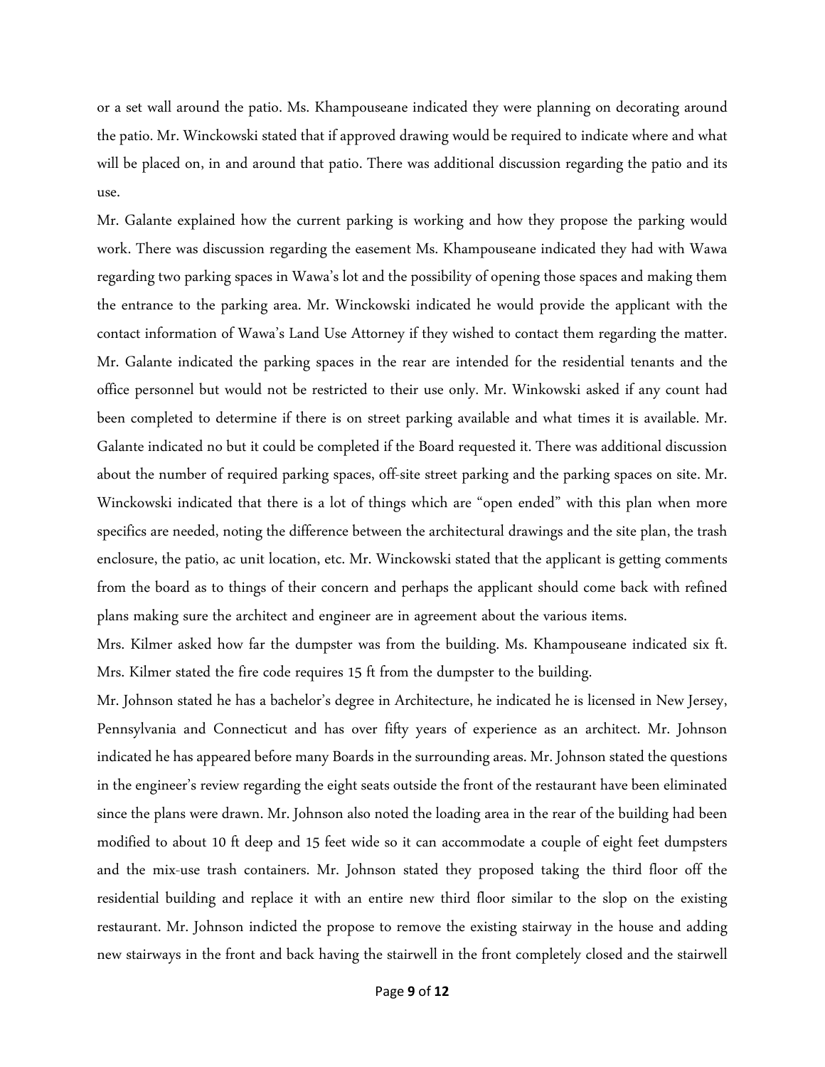or a set wall around the patio. Ms. Khampouseane indicated they were planning on decorating around the patio. Mr. Winckowski stated that if approved drawing would be required to indicate where and what will be placed on, in and around that patio. There was additional discussion regarding the patio and its use.

Mr. Galante explained how the current parking is working and how they propose the parking would work. There was discussion regarding the easement Ms. Khampouseane indicated they had with Wawa regarding two parking spaces in Wawa's lot and the possibility of opening those spaces and making them the entrance to the parking area. Mr. Winckowski indicated he would provide the applicant with the contact information of Wawa's Land Use Attorney if they wished to contact them regarding the matter. Mr. Galante indicated the parking spaces in the rear are intended for the residential tenants and the office personnel but would not be restricted to their use only. Mr. Winkowski asked if any count had been completed to determine if there is on street parking available and what times it is available. Mr. Galante indicated no but it could be completed if the Board requested it. There was additional discussion about the number of required parking spaces, off-site street parking and the parking spaces on site. Mr. Winckowski indicated that there is a lot of things which are "open ended" with this plan when more specifics are needed, noting the difference between the architectural drawings and the site plan, the trash enclosure, the patio, ac unit location, etc. Mr. Winckowski stated that the applicant is getting comments from the board as to things of their concern and perhaps the applicant should come back with refined plans making sure the architect and engineer are in agreement about the various items.

Mrs. Kilmer asked how far the dumpster was from the building. Ms. Khampouseane indicated six ft. Mrs. Kilmer stated the fire code requires 15 ft from the dumpster to the building.

Mr. Johnson stated he has a bachelor's degree in Architecture, he indicated he is licensed in New Jersey, Pennsylvania and Connecticut and has over fifty years of experience as an architect. Mr. Johnson indicated he has appeared before many Boards in the surrounding areas. Mr. Johnson stated the questions in the engineer's review regarding the eight seats outside the front of the restaurant have been eliminated since the plans were drawn. Mr. Johnson also noted the loading area in the rear of the building had been modified to about 10 ft deep and 15 feet wide so it can accommodate a couple of eight feet dumpsters and the mix-use trash containers. Mr. Johnson stated they proposed taking the third floor off the residential building and replace it with an entire new third floor similar to the slop on the existing restaurant. Mr. Johnson indicted the propose to remove the existing stairway in the house and adding new stairways in the front and back having the stairwell in the front completely closed and the stairwell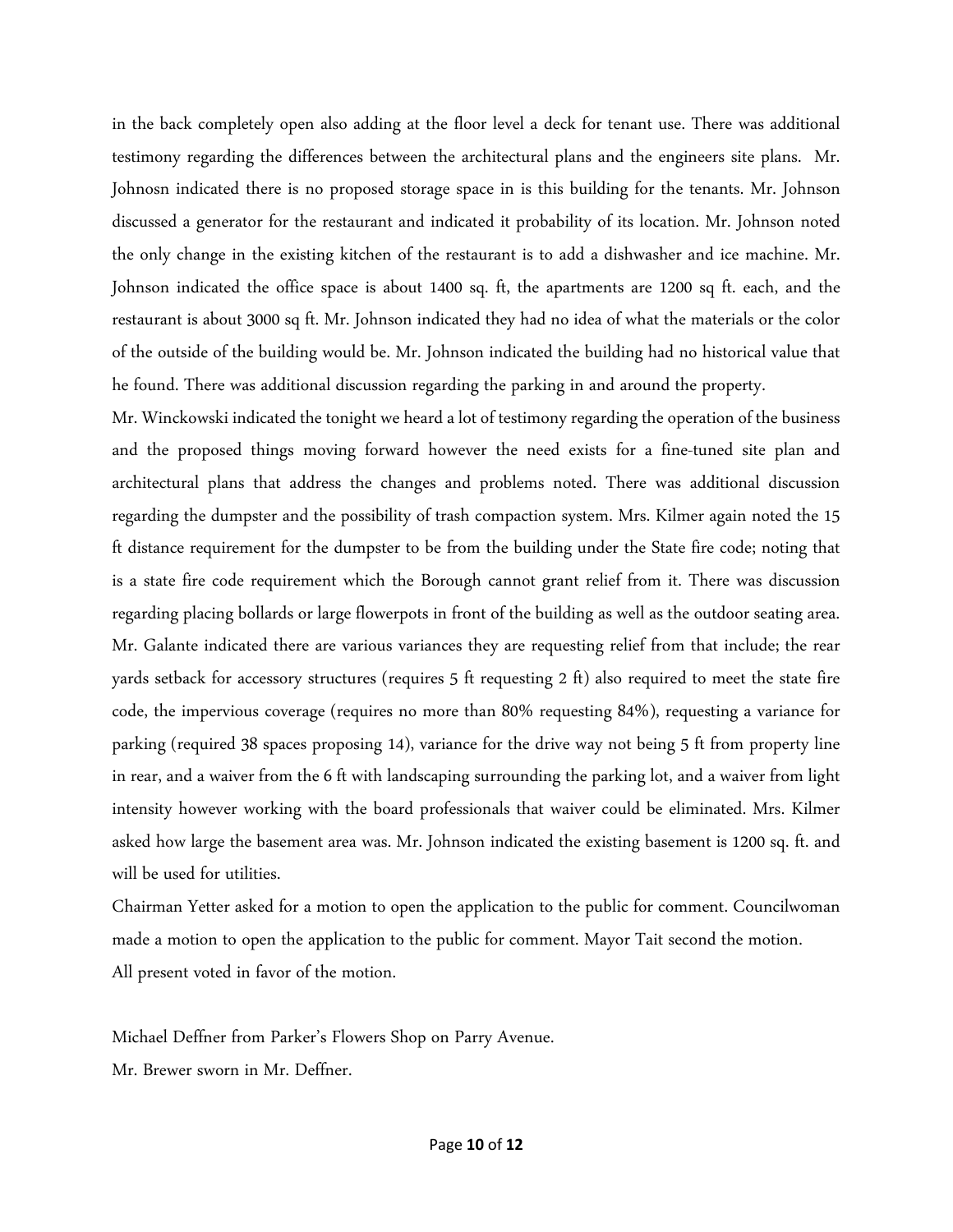in the back completely open also adding at the floor level a deck for tenant use. There was additional testimony regarding the differences between the architectural plans and the engineers site plans. Mr. Johnosn indicated there is no proposed storage space in is this building for the tenants. Mr. Johnson discussed a generator for the restaurant and indicated it probability of its location. Mr. Johnson noted the only change in the existing kitchen of the restaurant is to add a dishwasher and ice machine. Mr. Johnson indicated the office space is about 1400 sq. ft, the apartments are 1200 sq ft. each, and the restaurant is about 3000 sq ft. Mr. Johnson indicated they had no idea of what the materials or the color of the outside of the building would be. Mr. Johnson indicated the building had no historical value that he found. There was additional discussion regarding the parking in and around the property.

Mr. Winckowski indicated the tonight we heard a lot of testimony regarding the operation of the business and the proposed things moving forward however the need exists for a fine-tuned site plan and architectural plans that address the changes and problems noted. There was additional discussion regarding the dumpster and the possibility of trash compaction system. Mrs. Kilmer again noted the 15 ft distance requirement for the dumpster to be from the building under the State fire code; noting that is a state fire code requirement which the Borough cannot grant relief from it. There was discussion regarding placing bollards or large flowerpots in front of the building as well as the outdoor seating area. Mr. Galante indicated there are various variances they are requesting relief from that include; the rear yards setback for accessory structures (requires 5 ft requesting 2 ft) also required to meet the state fire code, the impervious coverage (requires no more than 80% requesting 84%), requesting a variance for parking (required 38 spaces proposing 14), variance for the drive way not being 5 ft from property line in rear, and a waiver from the 6 ft with landscaping surrounding the parking lot, and a waiver from light intensity however working with the board professionals that waiver could be eliminated. Mrs. Kilmer asked how large the basement area was. Mr. Johnson indicated the existing basement is 1200 sq. ft. and will be used for utilities.

Chairman Yetter asked for a motion to open the application to the public for comment. Councilwoman made a motion to open the application to the public for comment. Mayor Tait second the motion. All present voted in favor of the motion.

Michael Deffner from Parker's Flowers Shop on Parry Avenue.

Mr. Brewer sworn in Mr. Deffner.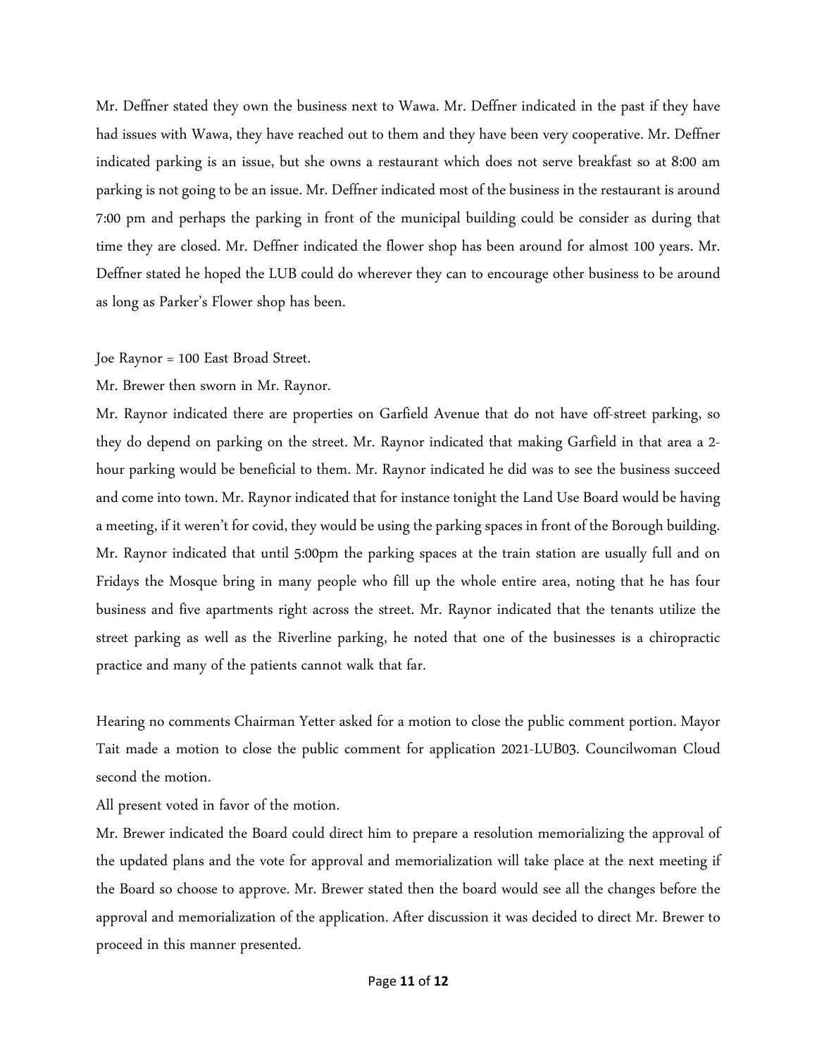Mr. Deffner stated they own the business next to Wawa. Mr. Deffner indicated in the past if they have had issues with Wawa, they have reached out to them and they have been very cooperative. Mr. Deffner indicated parking is an issue, but she owns a restaurant which does not serve breakfast so at 8:00 am parking is not going to be an issue. Mr. Deffner indicated most of the business in the restaurant is around 7:00 pm and perhaps the parking in front of the municipal building could be consider as during that time they are closed. Mr. Deffner indicated the flower shop has been around for almost 100 years. Mr. Deffner stated he hoped the LUB could do wherever they can to encourage other business to be around as long as Parker's Flower shop has been.

Joe Raynor = 100 East Broad Street.

Mr. Brewer then sworn in Mr. Raynor.

Mr. Raynor indicated there are properties on Garfield Avenue that do not have off-street parking, so they do depend on parking on the street. Mr. Raynor indicated that making Garfield in that area a 2-hour parking would be beneficial to them. Mr. Raynor indicated he did was to see the business succeed and come into town. Mr. Raynor indicated that for instance tonight the Land Use Board would be having a meeting, if it weren't for covid, they would be using the parking spaces in front of the Borough building. Mr. Raynor indicated that until 5:00pm the parking spaces at the train station are usually full and on Fridays the Mosque bring in many people who fill up the whole entire area, noting that he has four business and five apartments right across the street. Mr. Raynor indicated that the tenants utilize the street parking as well as the Riverline parking, he noted that one of the businesses is a chiropractic practice and many of the patients cannot walk that far.

Hearing no comments Chairman Yetter asked for a motion to close the public comment portion. Mayor Tait made a motion to close the public comment for application 2021-LUB03. Councilwoman Cloud second the motion.

All present voted in favor of the motion.

Mr. Brewer indicated the Board could direct him to prepare a resolution memorializing the approval of the updated plans and the vote for approval and memorialization will take place at the next meeting if the Board so choose to approve. Mr. Brewer stated then the board would see all the changes before the approval and memorialization of the application. After discussion it was decided to direct Mr. Brewer to proceed in this manner presented.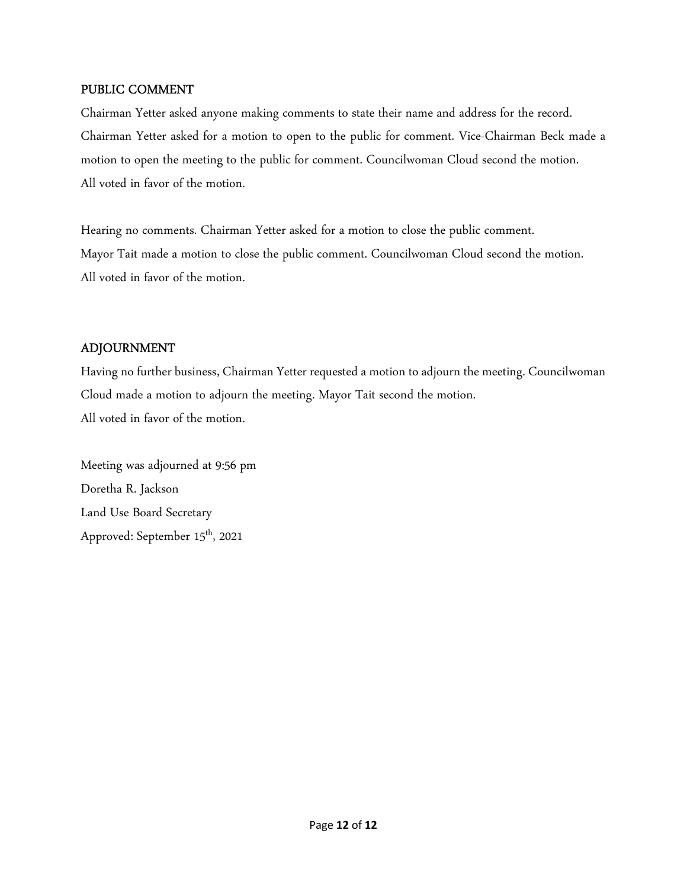## PUBLIC COMMENT

Chairman Yetter asked anyone making comments to state their name and address for the record. Chairman Yetter asked for a motion to open to the public for comment. Vice-Chairman Beck made a motion to open the meeting to the public for comment. Councilwoman Cloud second the motion. All voted in favor of the motion.

Hearing no comments. Chairman Yetter asked for a motion to close the public comment. Mayor Tait made a motion to close the public comment. Councilwoman Cloud second the motion. All voted in favor of the motion.

## ADJOURNMENT

Having no further business, Chairman Yetter requested a motion to adjourn the meeting. Councilwoman Cloud made a motion to adjourn the meeting. Mayor Tait second the motion. All voted in favor of the motion.

Meeting was adjourned at 9:56 pm
Doretha R. Jackson
Land Use Board Secretary
Approved: September 15th, 2021